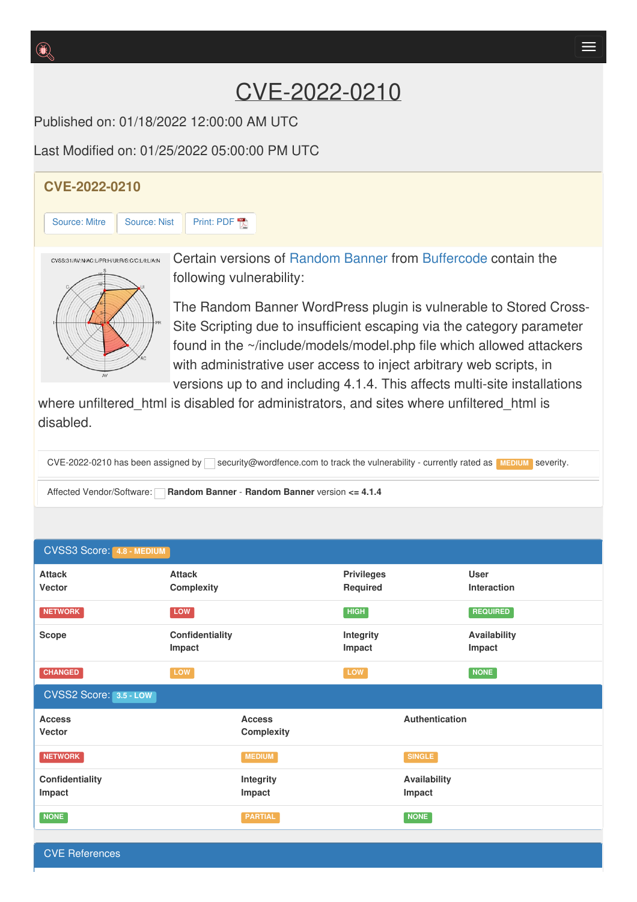# CVE-2022-0210

Published on: 01/18/2022 12:00:00 AM UTC

Last Modified on: 01/25/2022 05:00:00 PM UTC

## CVE-2022-0210

Source: Mitre | Source: Nist | Print: PDF

Certain versions of Random Banner from Buffercode contain the following vulnerability:

The Random Banner WordPress plugin is vulnerable to Stored Cross-Site Scripting due to insufficient escaping via the category parameter found in the ~/include/models/model.php file which allowed attackers with administrative user access to inject arbitrary web scripts, in versions up to and including 4.1.4. This affects multi-site installations where unfiltered_html is disabled for administrators, and sites where unfiltered_html is disabled.

CVE-2022-0210 has been assigned by security@wordfence.com to track the vulnerability - currently rated as MEDIUM severity.

Affected Vendor/Software: **Random Banner** - **Random Banner** version <= **4.1.4**

## CVSS3 Score: 4.8 - MEDIUM

| Attack Vector | Attack Complexity | Privileges Required | User Interaction |
|---|---|---|---|
| NETWORK | LOW | HIGH | REQUIRED |
| **Scope** | **Confidentiality Impact** | **Integrity Impact** | **Availability Impact** |
| CHANGED | LOW | LOW | NONE |

## CVSS2 Score: 3.5 - LOW

| Access Vector | Access Complexity | Authentication |
|---|---|---|
| NETWORK | MEDIUM | SINGLE |
| **Confidentiality Impact** | **Integrity Impact** | **Availability Impact** |
| NONE | PARTIAL | NONE |

## CVE References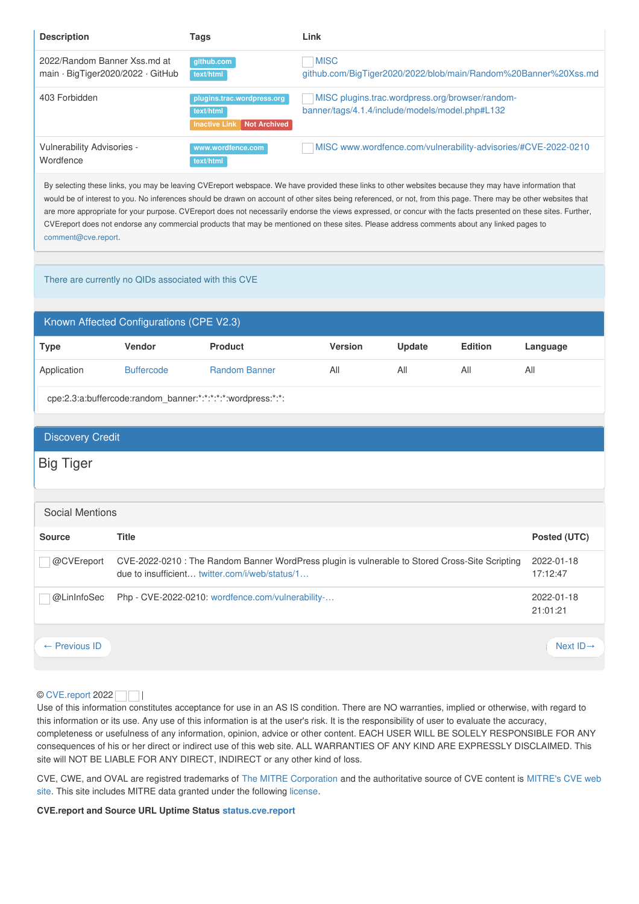| Description | Tags | Link |
|---|---|---|
| 2022/Random Banner Xss.md at main · BigTiger2020/2022 · GitHub | github.com text/html | MISC github.com/BigTiger2020/2022/blob/main/Random%20Banner%20Xss.md |
| 403 Forbidden | plugins.trac.wordpress.org text/html Inactive Link Not Archived | MISC plugins.trac.wordpress.org/browser/random-banner/tags/4.1.4/include/models/model.php#L132 |
| Vulnerability Advisories - Wordfence | www.wordfence.com text/html | MISC www.wordfence.com/vulnerability-advisories/#CVE-2022-0210 |

By selecting these links, you may be leaving CVEreport webspace. We have provided these links to other websites because they may have information that would be of interest to you. No inferences should be drawn on account of other sites being referenced, or not, from this page. There may be other websites that are more appropriate for your purpose. CVEreport does not necessarily endorse the views expressed, or concur with the facts presented on these sites. Further, CVEreport does not endorse any commercial products that may be mentioned on these sites. Please address comments about any linked pages to comment@cve.report.

There are currently no QIDs associated with this CVE

## Known Affected Configurations (CPE V2.3)

| Type | Vendor | Product | Version | Update | Edition | Language |
|---|---|---|---|---|---|---|
| Application | Buffercode | Random Banner | All | All | All | All |

cpe:2.3:a:buffercode:random_banner:*:*:*:*:*:wordpress:*:*:

## Discovery Credit

Big Tiger

## Social Mentions

| Source | Title | Posted (UTC) |
|---|---|---|
| @CVEreport | CVE-2022-0210 : The Random Banner WordPress plugin is vulnerable to Stored Cross-Site Scripting due to insufficient… twitter.com/i/web/status/1… | 2022-01-18 17:12:47 |
| @LinInfoSec | Php - CVE-2022-0210: wordfence.com/vulnerability-… | 2022-01-18 21:01:21 |

← Previous ID

Next ID→

© CVE.report 2022 |

Use of this information constitutes acceptance for use in an AS IS condition. There are NO warranties, implied or otherwise, with regard to this information or its use. Any use of this information is at the user's risk. It is the responsibility of user to evaluate the accuracy, completeness or usefulness of any information, opinion, advice or other content. EACH USER WILL BE SOLELY RESPONSIBLE FOR ANY consequences of his or her direct or indirect use of this web site. ALL WARRANTIES OF ANY KIND ARE EXPRESSLY DISCLAIMED. This site will NOT BE LIABLE FOR ANY DIRECT, INDIRECT or any other kind of loss.

CVE, CWE, and OVAL are registred trademarks of The MITRE Corporation and the authoritative source of CVE content is MITRE's CVE web site. This site includes MITRE data granted under the following license.

**CVE.report and Source URL Uptime Status** status.cve.report